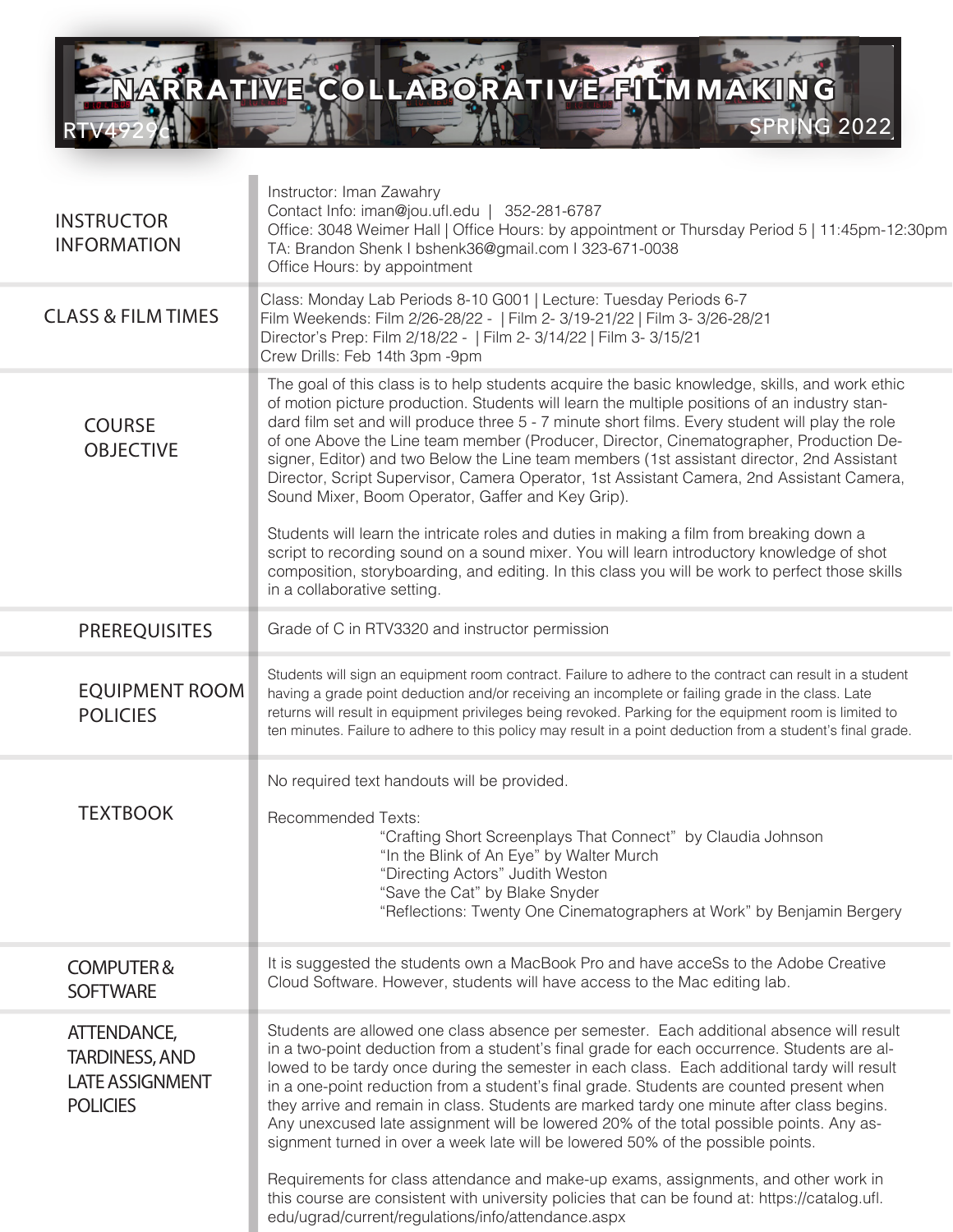# NARRATIVE COLLABORATIVE FILMMAKING

RTV4929c

SPRING 2022

## INSTRUCTOR INFORMATION

Instructor: Iman Zawahry
Contact Info: iman@jou.ufl.edu | 352-281-6787
Office: 3048 Weimer Hall | Office Hours: by appointment or Thursday Period 5 | 11:45pm-12:30pm
TA: Brandon Shenk I bshenk36@gmail.com I 323-671-0038
Office Hours: by appointment

## CLASS & FILM TIMES

Class: Monday Lab Periods 8-10 G001 | Lecture: Tuesday Periods 6-7
Film Weekends: Film 2/26-28/22 - | Film 2- 3/19-21/22 | Film 3- 3/26-28/21
Director's Prep: Film 2/18/22 - | Film 2- 3/14/22 | Film 3- 3/15/21
Crew Drills: Feb 14th 3pm -9pm

## COURSE OBJECTIVE

The goal of this class is to help students acquire the basic knowledge, skills, and work ethic of motion picture production. Students will learn the multiple positions of an industry standard film set and will produce three 5 - 7 minute short films. Every student will play the role of one Above the Line team member (Producer, Director, Cinematographer, Production Designer, Editor) and two Below the Line team members (1st assistant director, 2nd Assistant Director, Script Supervisor, Camera Operator, 1st Assistant Camera, 2nd Assistant Camera, Sound Mixer, Boom Operator, Gaffer and Key Grip).

Students will learn the intricate roles and duties in making a film from breaking down a script to recording sound on a sound mixer. You will learn introductory knowledge of shot composition, storyboarding, and editing. In this class you will be work to perfect those skills in a collaborative setting.

## PREREQUISITES

Grade of C in RTV3320 and instructor permission

## EQUIPMENT ROOM POLICIES

Students will sign an equipment room contract. Failure to adhere to the contract can result in a student having a grade point deduction and/or receiving an incomplete or failing grade in the class. Late returns will result in equipment privileges being revoked. Parking for the equipment room is limited to ten minutes. Failure to adhere to this policy may result in a point deduction from a student's final grade.

## TEXTBOOK

No required text handouts will be provided.

Recommended Texts:

- "Crafting Short Screenplays That Connect" by Claudia Johnson
- "In the Blink of An Eye" by Walter Murch
- "Directing Actors" Judith Weston
- "Save the Cat" by Blake Snyder
- "Reflections: Twenty One Cinematographers at Work" by Benjamin Bergery

## COMPUTER & SOFTWARE

It is suggested the students own a MacBook Pro and have acceSs to the Adobe Creative Cloud Software. However, students will have access to the Mac editing lab.

## ATTENDANCE, TARDINESS, AND LATE ASSIGNMENT POLICIES

Students are allowed one class absence per semester. Each additional absence will result in a two-point deduction from a student's final grade for each occurrence. Students are allowed to be tardy once during the semester in each class. Each additional tardy will result in a one-point reduction from a student's final grade. Students are counted present when they arrive and remain in class. Students are marked tardy one minute after class begins. Any unexcused late assignment will be lowered 20% of the total possible points. Any assignment turned in over a week late will be lowered 50% of the possible points.

Requirements for class attendance and make-up exams, assignments, and other work in this course are consistent with university policies that can be found at: https://catalog.ufl.edu/ugrad/current/regulations/info/attendance.aspx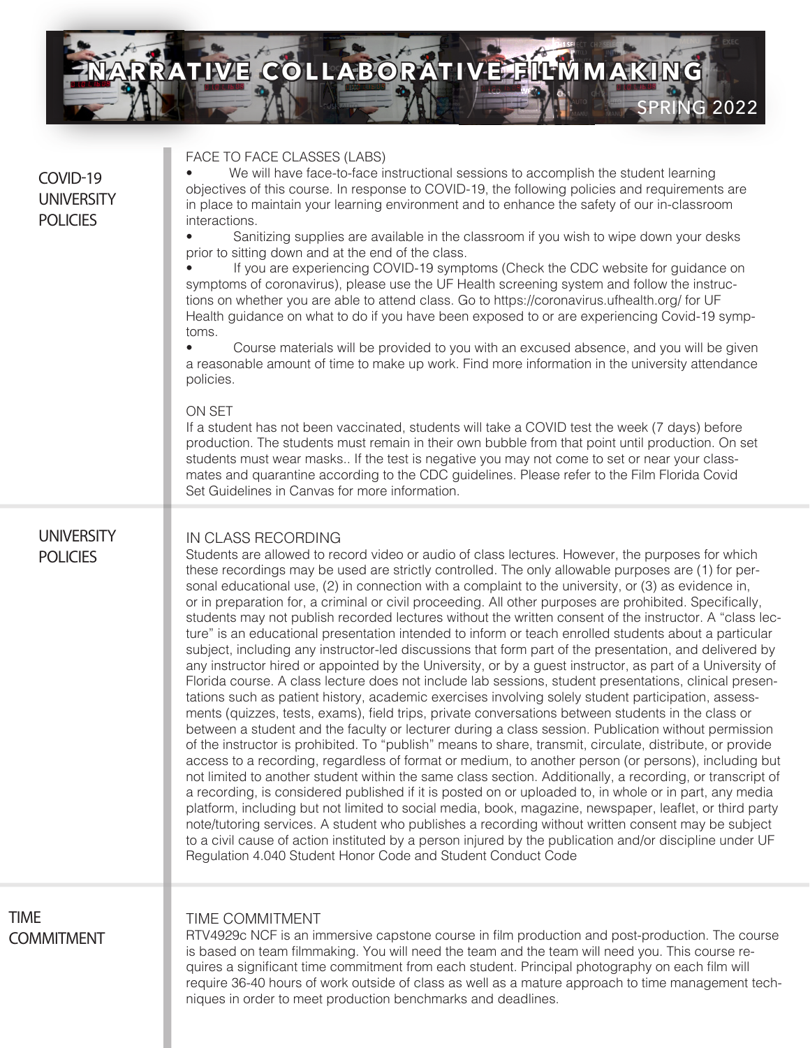# NARRATIVE COLLABORATIVE FILMMAKING

SPRING 2022

## COVID-19 UNIVERSITY POLICIES

### FACE TO FACE CLASSES (LABS)

- We will have face-to-face instructional sessions to accomplish the student learning objectives of this course. In response to COVID-19, the following policies and requirements are in place to maintain your learning environment and to enhance the safety of our in-classroom interactions.
- Sanitizing supplies are available in the classroom if you wish to wipe down your desks prior to sitting down and at the end of the class.
- If you are experiencing COVID-19 symptoms (Check the CDC website for guidance on symptoms of coronavirus), please use the UF Health screening system and follow the instructions on whether you are able to attend class. Go to https://coronavirus.ufhealth.org/ for UF Health guidance on what to do if you have been exposed to or are experiencing Covid-19 symptoms.
- Course materials will be provided to you with an excused absence, and you will be given a reasonable amount of time to make up work. Find more information in the university attendance policies.

### ON SET

If a student has not been vaccinated, students will take a COVID test the week (7 days) before production. The students must remain in their own bubble from that point until production. On set students must wear masks.. If the test is negative you may not come to set or near your classmates and quarantine according to the CDC guidelines. Please refer to the Film Florida Covid Set Guidelines in Canvas for more information.

## UNIVERSITY POLICIES

### IN CLASS RECORDING

Students are allowed to record video or audio of class lectures. However, the purposes for which these recordings may be used are strictly controlled. The only allowable purposes are (1) for personal educational use, (2) in connection with a complaint to the university, or (3) as evidence in, or in preparation for, a criminal or civil proceeding. All other purposes are prohibited. Specifically, students may not publish recorded lectures without the written consent of the instructor. A "class lecture" is an educational presentation intended to inform or teach enrolled students about a particular subject, including any instructor-led discussions that form part of the presentation, and delivered by any instructor hired or appointed by the University, or by a guest instructor, as part of a University of Florida course. A class lecture does not include lab sessions, student presentations, clinical presentations such as patient history, academic exercises involving solely student participation, assessments (quizzes, tests, exams), field trips, private conversations between students in the class or between a student and the faculty or lecturer during a class session. Publication without permission of the instructor is prohibited. To "publish" means to share, transmit, circulate, distribute, or provide access to a recording, regardless of format or medium, to another person (or persons), including but not limited to another student within the same class section. Additionally, a recording, or transcript of a recording, is considered published if it is posted on or uploaded to, in whole or in part, any media platform, including but not limited to social media, book, magazine, newspaper, leaflet, or third party note/tutoring services. A student who publishes a recording without written consent may be subject to a civil cause of action instituted by a person injured by the publication and/or discipline under UF Regulation 4.040 Student Honor Code and Student Conduct Code

## TIME COMMITMENT

### TIME COMMITMENT

RTV4929c NCF is an immersive capstone course in film production and post-production. The course is based on team filmmaking. You will need the team and the team will need you. This course requires a significant time commitment from each student. Principal photography on each film will require 36-40 hours of work outside of class as well as a mature approach to time management techniques in order to meet production benchmarks and deadlines.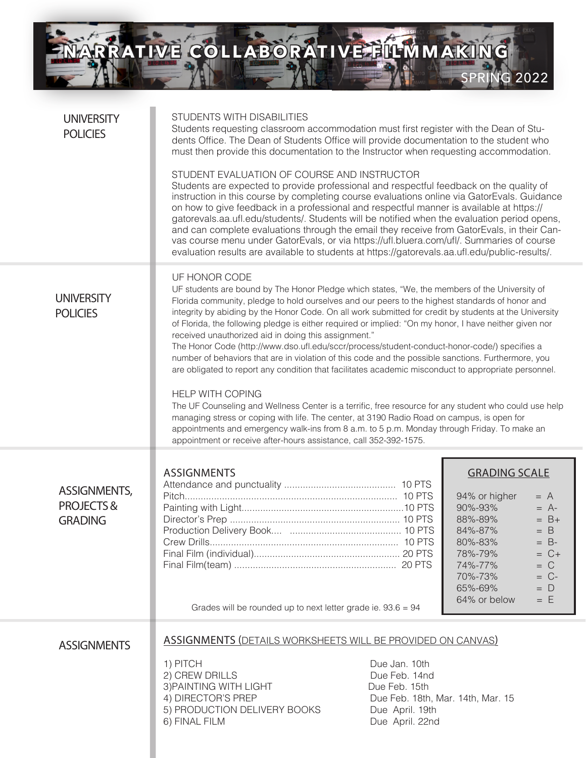# NARRATIVE COLLABORATIVE FILMMAKING

SPRING 2022

## UNIVERSITY POLICIES

### STUDENTS WITH DISABILITIES

Students requesting classroom accommodation must first register with the Dean of Students Office. The Dean of Students Office will provide documentation to the student who must then provide this documentation to the Instructor when requesting accommodation.

### STUDENT EVALUATION OF COURSE AND INSTRUCTOR

Students are expected to provide professional and respectful feedback on the quality of instruction in this course by completing course evaluations online via GatorEvals. Guidance on how to give feedback in a professional and respectful manner is available at https://gatorevals.aa.ufl.edu/students/. Students will be notified when the evaluation period opens, and can complete evaluations through the email they receive from GatorEvals, in their Canvas course menu under GatorEvals, or via https://ufl.bluera.com/ufl/. Summaries of course evaluation results are available to students at https://gatorevals.aa.ufl.edu/public-results/.

## UNIVERSITY POLICIES

### UF HONOR CODE

UF students are bound by The Honor Pledge which states, "We, the members of the University of Florida community, pledge to hold ourselves and our peers to the highest standards of honor and integrity by abiding by the Honor Code. On all work submitted for credit by students at the University of Florida, the following pledge is either required or implied: "On my honor, I have neither given nor received unauthorized aid in doing this assignment."

The Honor Code (http://www.dso.ufl.edu/sccr/process/student-conduct-honor-code/) specifies a number of behaviors that are in violation of this code and the possible sanctions. Furthermore, you are obligated to report any condition that facilitates academic misconduct to appropriate personnel.

### HELP WITH COPING

The UF Counseling and Wellness Center is a terrific, free resource for any student who could use help managing stress or coping with life. The center, at 3190 Radio Road on campus, is open for appointments and emergency walk-ins from 8 a.m. to 5 p.m. Monday through Friday. To make an appointment or receive after-hours assistance, call 352-392-1575.

## ASSIGNMENTS, PROJECTS & GRADING

### ASSIGNMENTS

| Assignment | Points |
|---|---|
| Attendance and punctuality | 10 PTS |
| Pitch | 10 PTS |
| Painting with Light | 10 PTS |
| Director's Prep | 10 PTS |
| Production Delivery Book | 10 PTS |
| Crew Drills | 10 PTS |
| Final Film (individual) | 20 PTS |
| Final Film(team) | 20 PTS |

Grades will be rounded up to next letter grade ie. 93.6 = 94

### GRADING SCALE

| Percentage | Grade |
|---|---|
| 94% or higher | = A |
| 90%-93% | = A- |
| 88%-89% | = B+ |
| 84%-87% | = B |
| 80%-83% | = B- |
| 78%-79% | = C+ |
| 74%-77% | = C |
| 70%-73% | = C- |
| 65%-69% | = D |
| 64% or below | = E |

## ASSIGNMENTS

### ASSIGNMENTS (DETAILS WORKSHEETS WILL BE PROVIDED ON CANVAS)

| Assignment | Due |
|---|---|
| 1) PITCH | Due Jan. 10th |
| 2) CREW DRILLS | Due Feb. 14nd |
| 3)PAINTING WITH LIGHT | Due Feb. 15th |
| 4) DIRECTOR'S PREP | Due Feb. 18th, Mar. 14th, Mar. 15 |
| 5) PRODUCTION DELIVERY BOOKS | Due April. 19th |
| 6) FINAL FILM | Due April. 22nd |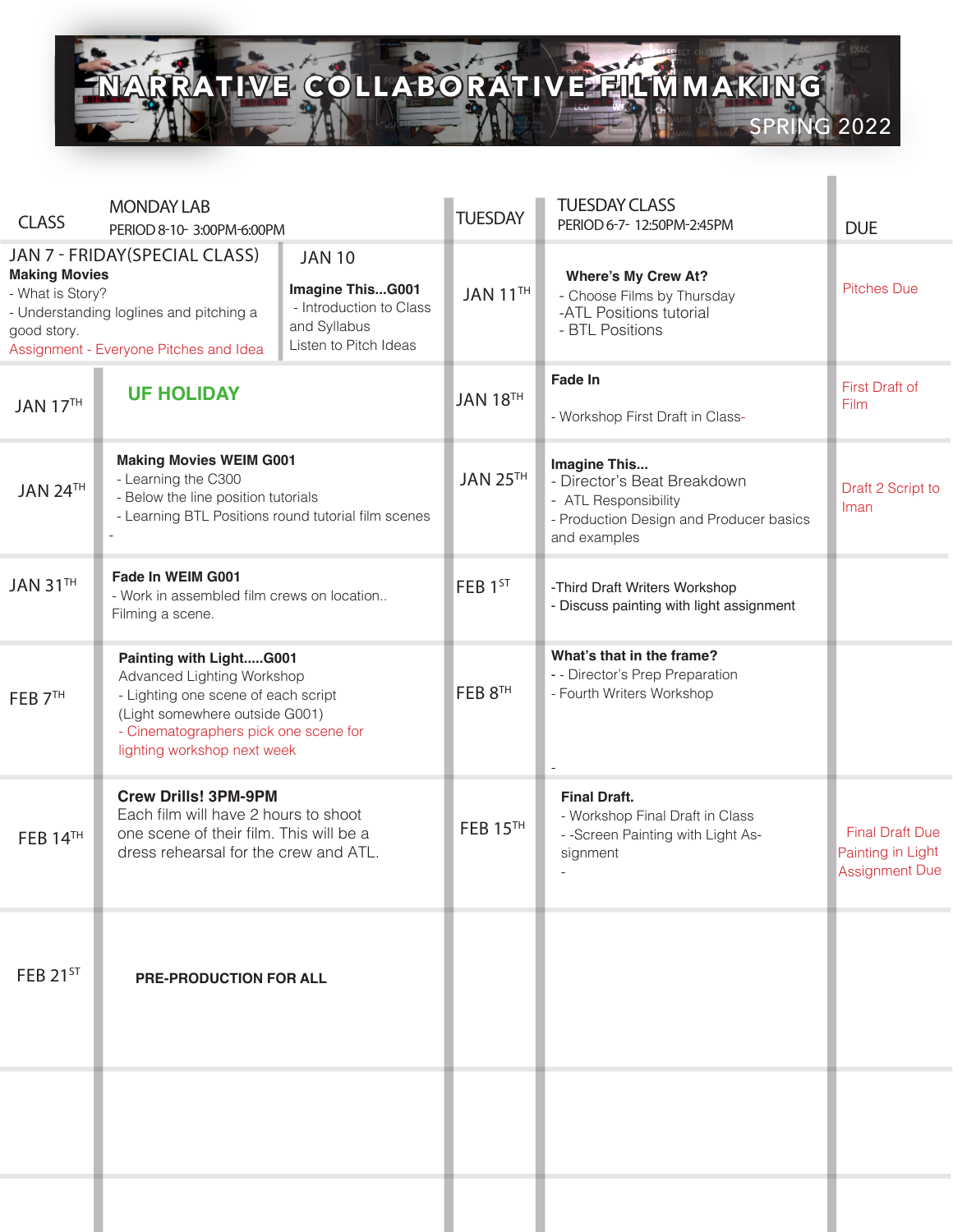# NARRATIVE COLLABORATIVE FILMMAKING

SPRING 2022

| CLASS | MONDAY LAB PERIOD 8-10- 3:00PM-6:00PM | TUESDAY | TUESDAY CLASS PERIOD 6-7- 12:50PM-2:45PM | DUE |
|---|---|---|---|---|
| JAN 7 - FRIDAY(SPECIAL CLASS) **Making Movies** - What is Story? - Understanding loglines and pitching a good story. Assignment - Everyone Pitches and Idea | JAN 10 **Imagine This...G001** - Introduction to Class and Syllabus Listen to Pitch Ideas | JAN 11TH | **Where's My Crew At?** - Choose Films by Thursday -ATL Positions tutorial - BTL Positions | Pitches Due |
| JAN 17TH | **UF HOLIDAY** | JAN 18TH | **Fade In** - Workshop First Draft in Class- | First Draft of Film |
| JAN 24TH | **Making Movies WEIM G001** - Learning the C300 - Below the line position tutorials - Learning BTL Positions round tutorial film scenes - | JAN 25TH | **Imagine This...** - Director's Beat Breakdown - ATL Responsibility - Production Design and Producer basics and examples | Draft 2 Script to Iman |
| JAN 31TH | **Fade In WEIM G001** - Work in assembled film crews on location.. Filming a scene. | FEB 1ST | -Third Draft Writers Workshop - Discuss painting with light assignment | |
| FEB 7TH | **Painting with Light.....G001** Advanced Lighting Workshop - Lighting one scene of each script (Light somewhere outside G001) - Cinematographers pick one scene for lighting workshop next week | FEB 8TH | **What's that in the frame?** - - Director's Prep Preparation - Fourth Writers Workshop - | |
| FEB 14TH | **Crew Drills! 3PM-9PM** Each film will have 2 hours to shoot one scene of their film. This will be a dress rehearsal for the crew and ATL. | FEB 15TH | **Final Draft.** - Workshop Final Draft in Class - -Screen Painting with Light Assignment - | Final Draft Due Painting in Light Assignment Due |
| FEB 21ST | **PRE-PRODUCTION FOR ALL** | | | |
| | | | | |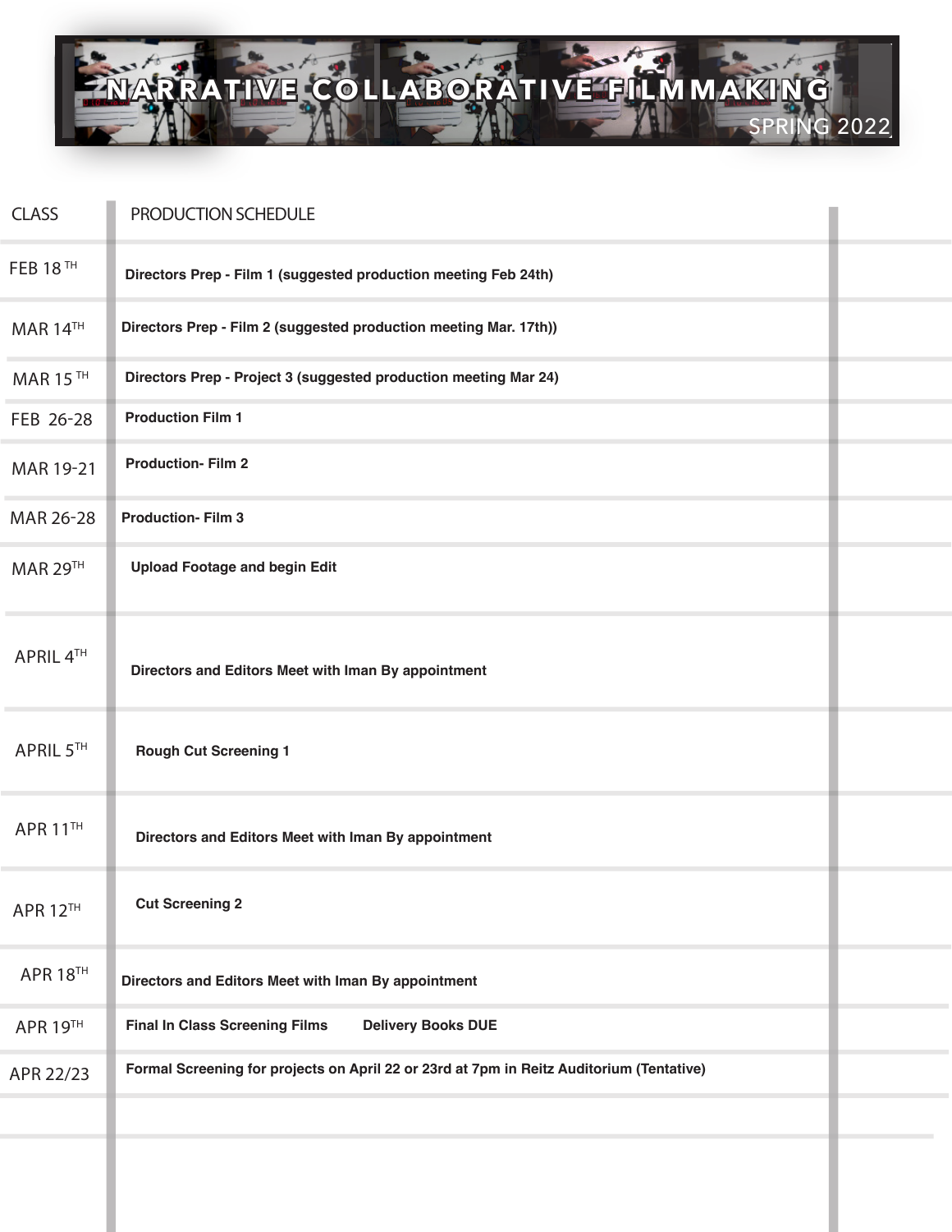# NARRATIVE COLLABORATIVE FILMMAKING

SPRING 2022

| CLASS | PRODUCTION SCHEDULE |
| --- | --- |
| FEB 18TH | **Directors Prep - Film 1 (suggested production meeting Feb 24th)** |
| MAR 14TH | **Directors Prep - Film 2 (suggested production meeting Mar. 17th))** |
| MAR 15 TH | **Directors Prep - Project 3 (suggested production meeting Mar 24)** |
| FEB 26-28 | **Production Film 1** |
| MAR 19-21 | **Production- Film 2** |
| MAR 26-28 | **Production- Film 3** |
| MAR 29TH | **Upload Footage and begin Edit** |
| APRIL 4TH | **Directors and Editors Meet with Iman By appointment** |
| APRIL 5TH | **Rough Cut Screening 1** |
| APR 11TH | **Directors and Editors Meet with Iman By appointment** |
| APR 12TH | **Cut Screening 2** |
| APR 18TH | **Directors and Editors Meet with Iman By appointment** |
| APR 19TH | **Final In Class Screening Films** **Delivery Books DUE** |
| APR 22/23 | **Formal Screening for projects on April 22 or 23rd at 7pm in Reitz Auditorium (Tentative)** |